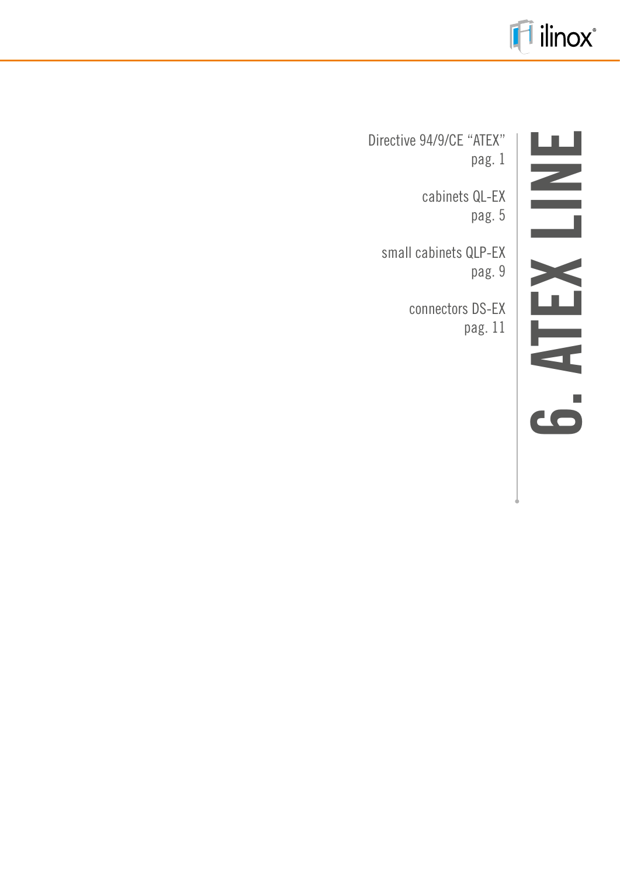# 6. ATEX LINE

Directive 94/9/CE "ATEX"
pag. 1

cabinets QL-EX
pag. 5

small cabinets QLP-EX
pag. 9

connectors DS-EX
pag. 11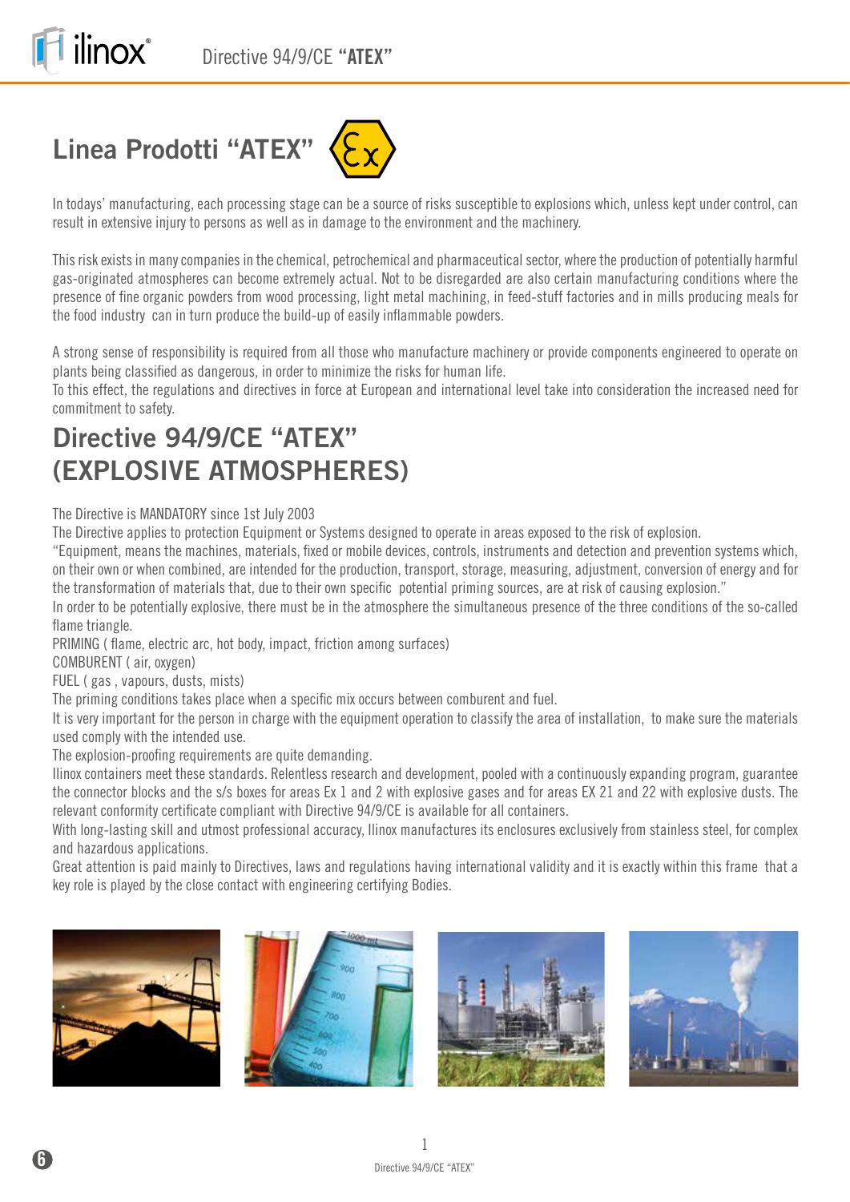# Linea Prodotti "ATEX"

In todays' manufacturing, each processing stage can be a source of risks susceptible to explosions which, unless kept under control, can result in extensive injury to persons as well as in damage to the environment and the machinery.

This risk exists in many companies in the chemical, petrochemical and pharmaceutical sector, where the production of potentially harmful gas-originated atmospheres can become extremely actual. Not to be disregarded are also certain manufacturing conditions where the presence of fine organic powders from wood processing, light metal machining, in feed-stuff factories and in mills producing meals for the food industry can in turn produce the build-up of easily inflammable powders.

A strong sense of responsibility is required from all those who manufacture machinery or provide components engineered to operate on plants being classified as dangerous, in order to minimize the risks for human life.
To this effect, the regulations and directives in force at European and international level take into consideration the increased need for commitment to safety.

# Directive 94/9/CE "ATEX" (EXPLOSIVE ATMOSPHERES)

The Directive is MANDATORY since 1st July 2003
The Directive applies to protection Equipment or Systems designed to operate in areas exposed to the risk of explosion.
"Equipment, means the machines, materials, fixed or mobile devices, controls, instruments and detection and prevention systems which, on their own or when combined, are intended for the production, transport, storage, measuring, adjustment, conversion of energy and for the transformation of materials that, due to their own specific potential priming sources, are at risk of causing explosion."
In order to be potentially explosive, there must be in the atmosphere the simultaneous presence of the three conditions of the so-called flame triangle.
PRIMING ( flame, electric arc, hot body, impact, friction among surfaces)
COMBURENT ( air, oxygen)
FUEL ( gas , vapours, dusts, mists)
The priming conditions takes place when a specific mix occurs between comburent and fuel.
It is very important for the person in charge with the equipment operation to classify the area of installation, to make sure the materials used comply with the intended use.
The explosion-proofing requirements are quite demanding.
Ilinox containers meet these standards. Relentless research and development, pooled with a continuously expanding program, guarantee the connector blocks and the s/s boxes for areas Ex 1 and 2 with explosive gases and for areas EX 21 and 22 with explosive dusts. The relevant conformity certificate compliant with Directive 94/9/CE is available for all containers.
With long-lasting skill and utmost professional accuracy, Ilinox manufactures its enclosures exclusively from stainless steel, for complex and hazardous applications.
Great attention is paid mainly to Directives, laws and regulations having international validity and it is exactly within this frame that a key role is played by the close contact with engineering certifying Bodies.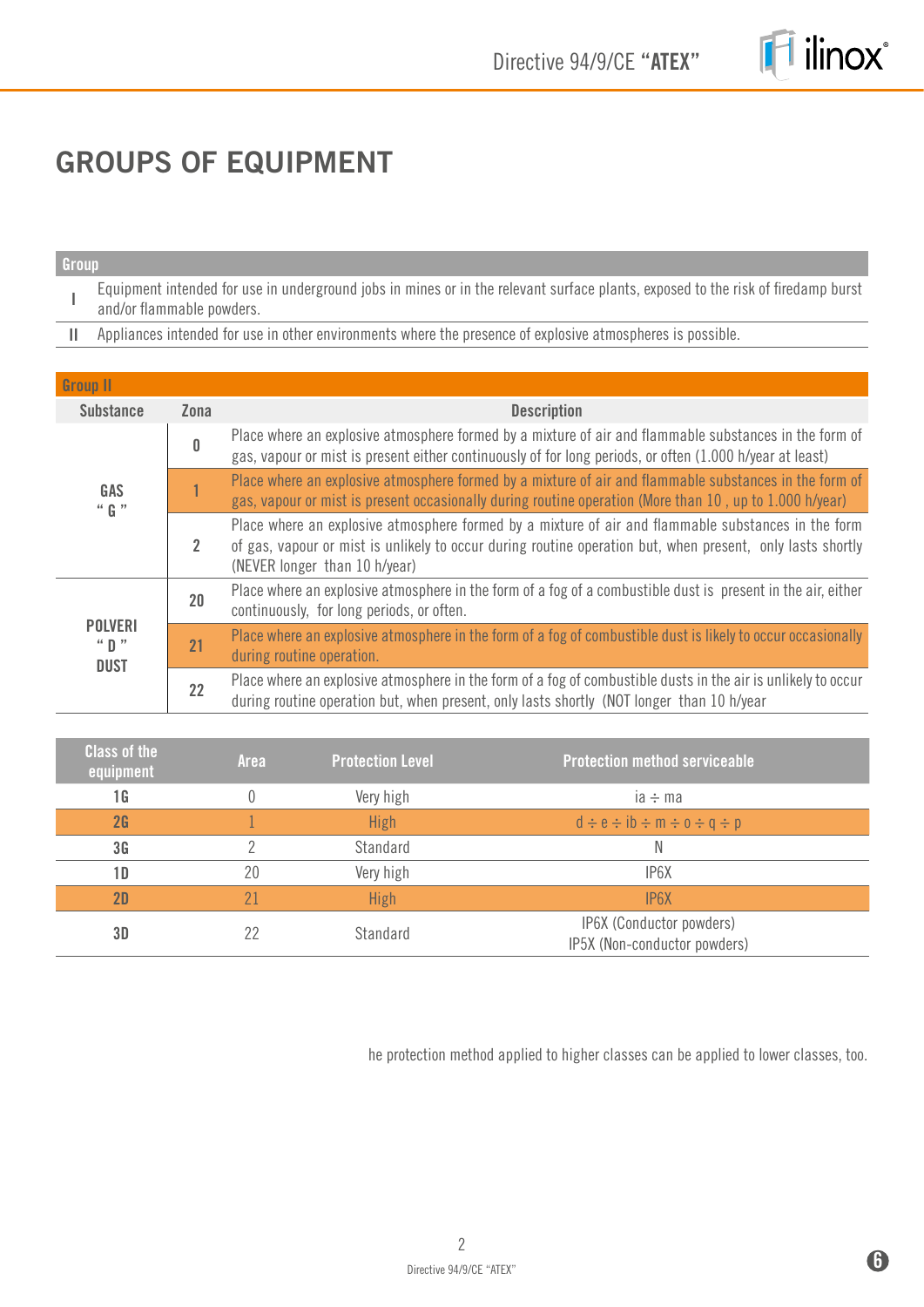# GROUPS OF EQUIPMENT

| Group | |
|---|---|
| I | Equipment intended for use in underground jobs in mines or in the relevant surface plants, exposed to the risk of firedamp burst and/or flammable powders. |
| II | Appliances intended for use in other environments where the presence of explosive atmospheres is possible. |

| Group II | | |
|---|---|---|
| **Substance** | **Zona** | **Description** |
| GAS " G " | 0 | Place where an explosive atmosphere formed by a mixture of air and flammable substances in the form of gas, vapour or mist is present either continuously of for long periods, or often (1.000 h/year at least) |
| | 1 | Place where an explosive atmosphere formed by a mixture of air and flammable substances in the form of gas, vapour or mist is present occasionally during routine operation (More than 10 , up to 1.000 h/year) |
| | 2 | Place where an explosive atmosphere formed by a mixture of air and flammable substances in the form of gas, vapour or mist is unlikely to occur during routine operation but, when present, only lasts shortly (NEVER longer than 10 h/year) |
| POLVERI " D " DUST | 20 | Place where an explosive atmosphere in the form of a fog of a combustible dust is present in the air, either continuously, for long periods, or often. |
| | 21 | Place where an explosive atmosphere in the form of a fog of combustible dust is likely to occur occasionally during routine operation. |
| | 22 | Place where an explosive atmosphere in the form of a fog of combustible dusts in the air is unlikely to occur during routine operation but, when present, only lasts shortly (NOT longer than 10 h/year |

| Class of the equipment | Area | Protection Level | Protection method serviceable |
|---|---|---|---|
| 1G | 0 | Very high | ia ÷ ma |
| 2G | 1 | High | d ÷ e ÷ ib ÷ m ÷ o ÷ q ÷ p |
| 3G | 2 | Standard | N |
| 1D | 20 | Very high | IP6X |
| 2D | 21 | High | IP6X |
| 3D | 22 | Standard | IP6X (Conductor powders)<br>IP5X (Non-conductor powders) |

he protection method applied to higher classes can be applied to lower classes, too.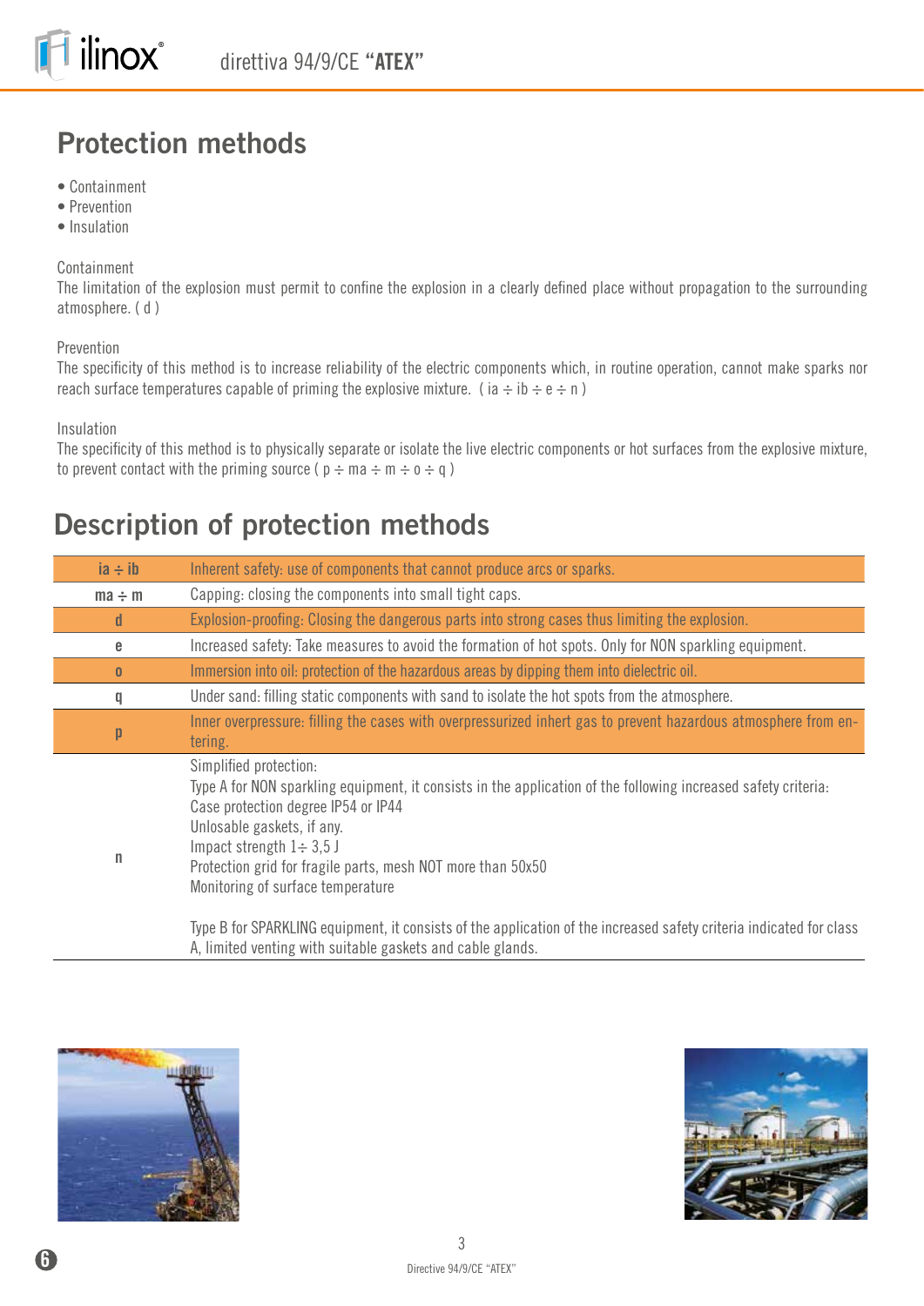## Protection methods

- Containment
- Prevention
- Insulation

Containment
The limitation of the explosion must permit to confine the explosion in a clearly defined place without propagation to the surrounding atmosphere. ( d )

Prevention
The specificity of this method is to increase reliability of the electric components which, in routine operation, cannot make sparks nor reach surface temperatures capable of priming the explosive mixture. ( ia ÷ ib ÷ e ÷ n )

Insulation
The specificity of this method is to physically separate or isolate the live electric components or hot surfaces from the explosive mixture, to prevent contact with the priming source ( p ÷ ma ÷ m ÷ o ÷ q )

## Description of protection methods

| | |
|---|---|
| ia ÷ ib | Inherent safety: use of components that cannot produce arcs or sparks. |
| ma ÷ m | Capping: closing the components into small tight caps. |
| d | Explosion-proofing: Closing the dangerous parts into strong cases thus limiting the explosion. |
| e | Increased safety: Take measures to avoid the formation of hot spots. Only for NON sparkling equipment. |
| o | Immersion into oil: protection of the hazardous areas by dipping them into dielectric oil. |
| q | Under sand: filling static components with sand to isolate the hot spots from the atmosphere. |
| p | Inner overpressure: filling the cases with overpressurized inhert gas to prevent hazardous atmosphere from entering. |
| n | Simplified protection:<br>Type A for NON sparkling equipment, it consists in the application of the following increased safety criteria:<br>Case protection degree IP54 or IP44<br>Unlosable gaskets, if any.<br>Impact strength 1÷ 3,5 J<br>Protection grid for fragile parts, mesh NOT more than 50x50<br>Monitoring of surface temperature<br><br>Type B for SPARKLING equipment, it consists of the application of the increased safety criteria indicated for class A, limited venting with suitable gaskets and cable glands. |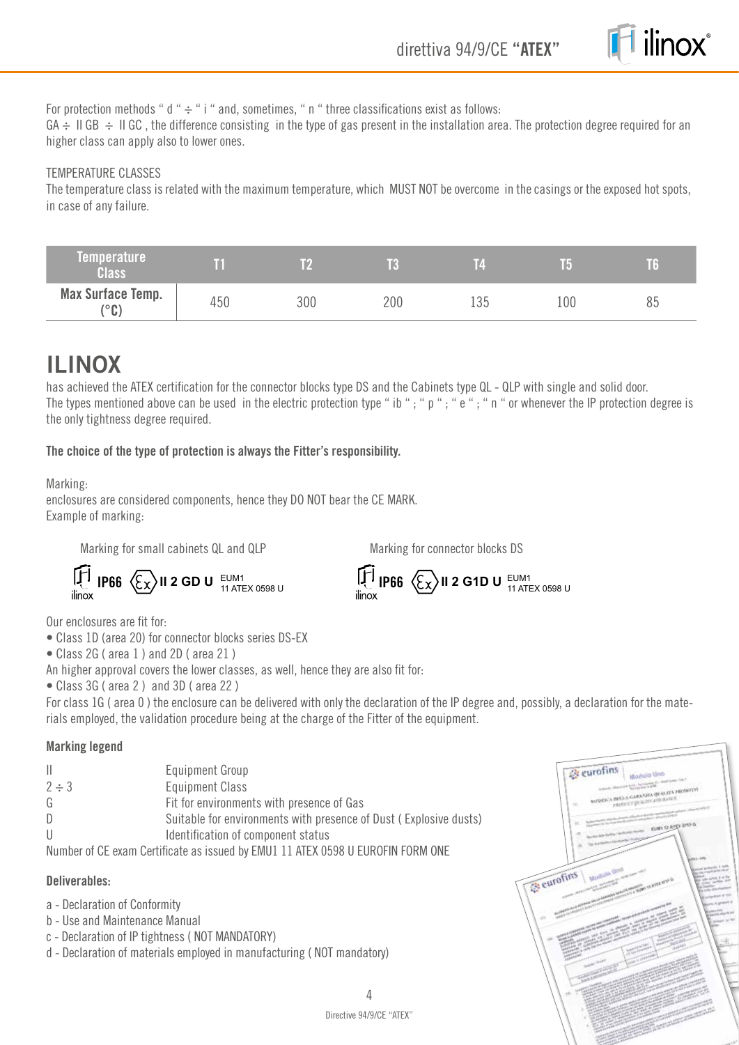For protection methods " d " ÷ " i " and, sometimes, " n " three classifications exist as follows:
GA ÷ II GB ÷ II GC , the difference consisting in the type of gas present in the installation area. The protection degree required for an higher class can apply also to lower ones.

TEMPERATURE CLASSES

The temperature class is related with the maximum temperature, which MUST NOT be overcome in the casings or the exposed hot spots, in case of any failure.

| Temperature Class | T1 | T2 | T3 | T4 | T5 | T6 |
|---|---|---|---|---|---|---|
| Max Surface Temp. (°C) | 450 | 300 | 200 | 135 | 100 | 85 |

# ILINOX

has achieved the ATEX certification for the connector blocks type DS and the Cabinets type QL - QLP with single and solid door.
The types mentioned above can be used in the electric protection type " ib " ; " p " ; " e " ; " n " or whenever the IP protection degree is the only tightness degree required.

**The choice of the type of protection is always the Fitter's responsibility.**

Marking:
enclosures are considered components, hence they DO NOT bear the CE MARK.
Example of marking:

Marking for small cabinets QL and QLP

ilinox **IP66** Ex **II 2 GD U** EUM1 11 ATEX 0598 U

Marking for connector blocks DS

ilinox **IP66** Ex **II 2 G1D U** EUM1 11 ATEX 0598 U

Our enclosures are fit for:

- Class 1D (area 20) for connector blocks series DS-EX
- Class 2G ( area 1 ) and 2D ( area 21 )

An higher approval covers the lower classes, as well, hence they are also fit for:

- Class 3G ( area 2 ) and 3D ( area 22 )

For class 1G ( area 0 ) the enclosure can be delivered with only the declaration of the IP degree and, possibly, a declaration for the materials employed, the validation procedure being at the charge of the Fitter of the equipment.

**Marking legend**

| | |
|---|---|
| II | Equipment Group |
| 2 ÷ 3 | Equipment Class |
| G | Fit for environments with presence of Gas |
| D | Suitable for environments with presence of Dust ( Explosive dusts) |
| U | Identification of component status |

Number of CE exam Certificate as issued by EMU1 11 ATEX 0598 U EUROFIN FORM ONE

**Deliverables:**

a - Declaration of Conformity
b - Use and Maintenance Manual
c - Declaration of IP tightness ( NOT MANDATORY)
d - Declaration of materials employed in manufacturing ( NOT mandatory)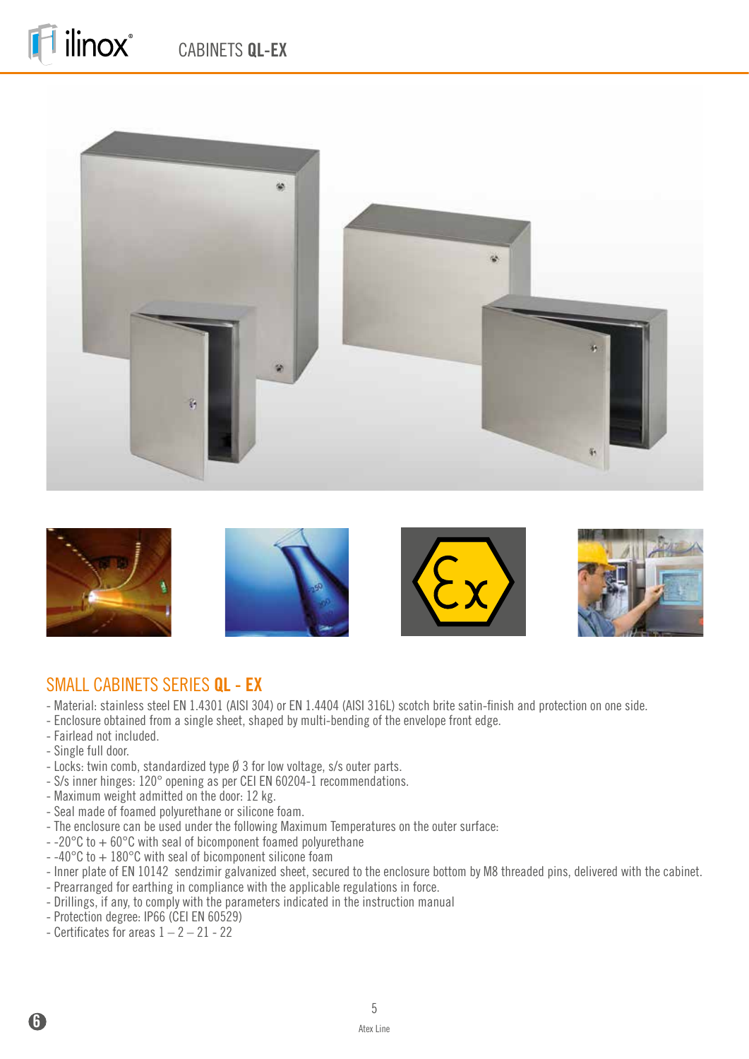# CABINETS QL-EX

## SMALL CABINETS SERIES QL - EX

- Material: stainless steel EN 1.4301 (AISI 304) or EN 1.4404 (AISI 316L) scotch brite satin-finish and protection on one side.
- Enclosure obtained from a single sheet, shaped by multi-bending of the envelope front edge.
- Fairlead not included.
- Single full door.
- Locks: twin comb, standardized type Ø 3 for low voltage, s/s outer parts.
- S/s inner hinges: 120° opening as per CEI EN 60204-1 recommendations.
- Maximum weight admitted on the door: 12 kg.
- Seal made of foamed polyurethane or silicone foam.
- The enclosure can be used under the following Maximum Temperatures on the outer surface:
- -20°C to + 60°C with seal of bicomponent foamed polyurethane
- -40°C to + 180°C with seal of bicomponent silicone foam
- Inner plate of EN 10142 sendzimir galvanized sheet, secured to the enclosure bottom by M8 threaded pins, delivered with the cabinet.
- Prearranged for earthing in compliance with the applicable regulations in force.
- Drillings, if any, to comply with the parameters indicated in the instruction manual
- Protection degree: IP66 (CEI EN 60529)
- Certificates for areas 1 – 2 – 21 - 22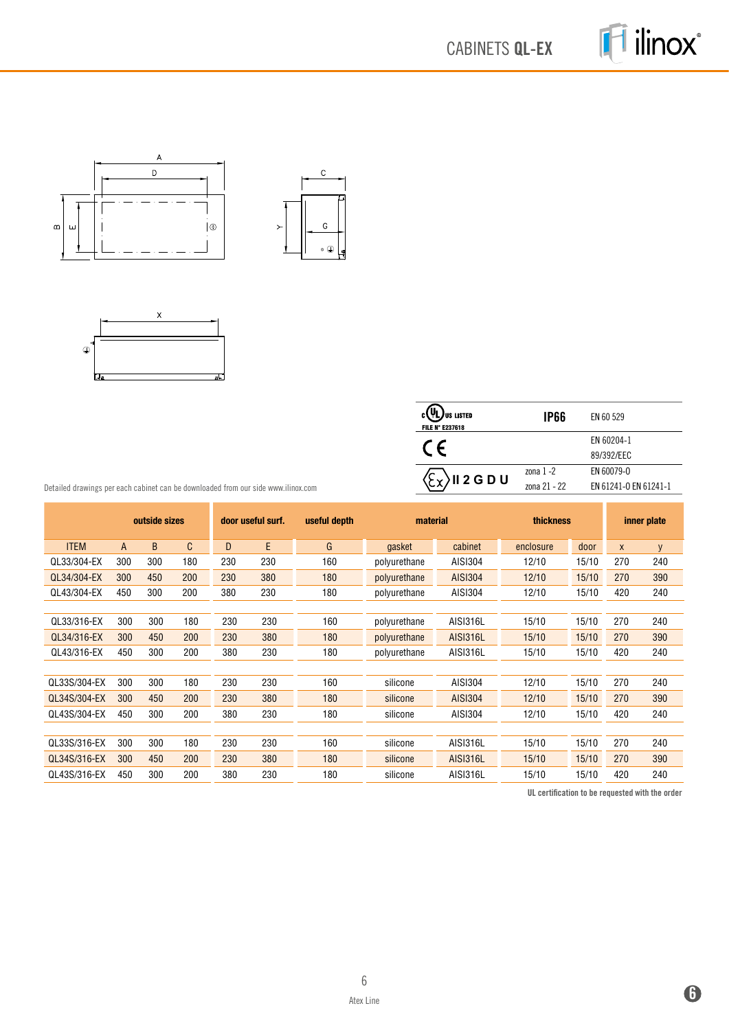# CABINETS **QL-EX**

| | | |
|---|---|---|
| c UL us LISTED FILE N° E237618 | **IP66** | EN 60 529 |
| CE | | EN 60204-1 89/392/EEC |
| Ex II 2 G D U | zona 1 -2 zona 21 - 22 | EN 60079-0 EN 61241-0 EN 61241-1 |

Detailed drawings per each cabinet can be downloaded from our side www.ilinox.com

| | outside sizes | | | door useful surf. | | useful depth | material | | thickness | | inner plate | |
|---|---|---|---|---|---|---|---|---|---|---|---|---|
| ITEM | A | B | C | D | E | G | gasket | cabinet | enclosure | door | x | y |
| QL33/304-EX | 300 | 300 | 180 | 230 | 230 | 160 | polyurethane | AISI304 | 12/10 | 15/10 | 270 | 240 |
| QL34/304-EX | 300 | 450 | 200 | 230 | 380 | 180 | polyurethane | AISI304 | 12/10 | 15/10 | 270 | 390 |
| QL43/304-EX | 450 | 300 | 200 | 380 | 230 | 180 | polyurethane | AISI304 | 12/10 | 15/10 | 420 | 240 |
| QL33/316-EX | 300 | 300 | 180 | 230 | 230 | 160 | polyurethane | AISI316L | 15/10 | 15/10 | 270 | 240 |
| QL34/316-EX | 300 | 450 | 200 | 230 | 380 | 180 | polyurethane | AISI316L | 15/10 | 15/10 | 270 | 390 |
| QL43/316-EX | 450 | 300 | 200 | 380 | 230 | 180 | polyurethane | AISI316L | 15/10 | 15/10 | 420 | 240 |
| QL33S/304-EX | 300 | 300 | 180 | 230 | 230 | 160 | silicone | AISI304 | 12/10 | 15/10 | 270 | 240 |
| QL34S/304-EX | 300 | 450 | 200 | 230 | 380 | 180 | silicone | AISI304 | 12/10 | 15/10 | 270 | 390 |
| QL43S/304-EX | 450 | 300 | 200 | 380 | 230 | 180 | silicone | AISI304 | 12/10 | 15/10 | 420 | 240 |
| QL33S/316-EX | 300 | 300 | 180 | 230 | 230 | 160 | silicone | AISI316L | 15/10 | 15/10 | 270 | 240 |
| QL34S/316-EX | 300 | 450 | 200 | 230 | 380 | 180 | silicone | AISI316L | 15/10 | 15/10 | 270 | 390 |
| QL43S/316-EX | 450 | 300 | 200 | 380 | 230 | 180 | silicone | AISI316L | 15/10 | 15/10 | 420 | 240 |

UL certification to be requested with the order

Atex Line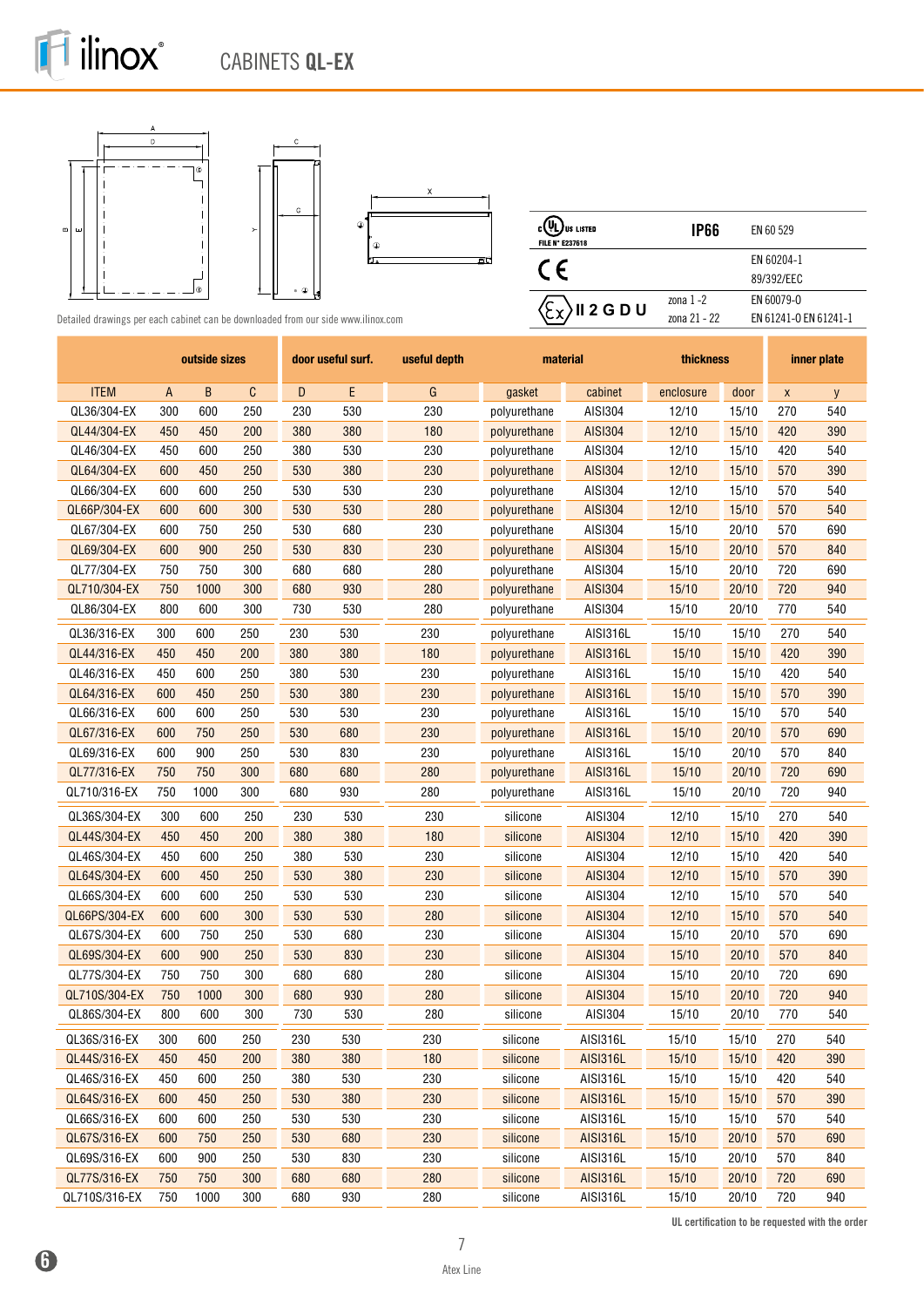# CABINETS **QL-EX**

Detailed drawings per each cabinet can be downloaded from our side www.ilinox.com

| Certification | | Standard |
|---|---|---|
| c UL us LISTED FILE N° E237618 | IP66 | EN 60 529 |
| CE | | EN 60204-1 89/392/EEC |
| Ex II 2 G D U | zona 1 -2 zona 21 - 22 | EN 60079-0 EN 61241-0 EN 61241-1 |

| | outside sizes | | | door useful surf. | | useful depth | material | | thickness | | inner plate | |
|---|---|---|---|---|---|---|---|---|---|---|---|---|
| ITEM | A | B | C | D | E | G | gasket | cabinet | enclosure | door | x | y |
| QL36/304-EX | 300 | 600 | 250 | 230 | 530 | 230 | polyurethane | AISI304 | 12/10 | 15/10 | 270 | 540 |
| QL44/304-EX | 450 | 450 | 200 | 380 | 380 | 180 | polyurethane | AISI304 | 12/10 | 15/10 | 420 | 390 |
| QL46/304-EX | 450 | 600 | 250 | 380 | 530 | 230 | polyurethane | AISI304 | 12/10 | 15/10 | 420 | 540 |
| QL64/304-EX | 600 | 450 | 250 | 530 | 380 | 230 | polyurethane | AISI304 | 12/10 | 15/10 | 570 | 390 |
| QL66/304-EX | 600 | 600 | 250 | 530 | 530 | 230 | polyurethane | AISI304 | 12/10 | 15/10 | 570 | 540 |
| QL66P/304-EX | 600 | 600 | 300 | 530 | 530 | 280 | polyurethane | AISI304 | 12/10 | 15/10 | 570 | 540 |
| QL67/304-EX | 600 | 750 | 250 | 530 | 680 | 230 | polyurethane | AISI304 | 15/10 | 20/10 | 570 | 690 |
| QL69/304-EX | 600 | 900 | 250 | 530 | 830 | 230 | polyurethane | AISI304 | 15/10 | 20/10 | 570 | 840 |
| QL77/304-EX | 750 | 750 | 300 | 680 | 680 | 280 | polyurethane | AISI304 | 15/10 | 20/10 | 720 | 690 |
| QL710/304-EX | 750 | 1000 | 300 | 680 | 930 | 280 | polyurethane | AISI304 | 15/10 | 20/10 | 720 | 940 |
| QL86/304-EX | 800 | 600 | 300 | 730 | 530 | 280 | polyurethane | AISI304 | 15/10 | 20/10 | 770 | 540 |
| QL36/316-EX | 300 | 600 | 250 | 230 | 530 | 230 | polyurethane | AISI316L | 15/10 | 15/10 | 270 | 540 |
| QL44/316-EX | 450 | 450 | 200 | 380 | 380 | 180 | polyurethane | AISI316L | 15/10 | 15/10 | 420 | 390 |
| QL46/316-EX | 450 | 600 | 250 | 380 | 530 | 230 | polyurethane | AISI316L | 15/10 | 15/10 | 420 | 540 |
| QL64/316-EX | 600 | 450 | 250 | 530 | 380 | 230 | polyurethane | AISI316L | 15/10 | 15/10 | 570 | 390 |
| QL66/316-EX | 600 | 600 | 250 | 530 | 530 | 230 | polyurethane | AISI316L | 15/10 | 15/10 | 570 | 540 |
| QL67/316-EX | 600 | 750 | 250 | 530 | 680 | 230 | polyurethane | AISI316L | 15/10 | 20/10 | 570 | 690 |
| QL69/316-EX | 600 | 900 | 250 | 530 | 830 | 230 | polyurethane | AISI316L | 15/10 | 20/10 | 570 | 840 |
| QL77/316-EX | 750 | 750 | 300 | 680 | 680 | 280 | polyurethane | AISI316L | 15/10 | 20/10 | 720 | 690 |
| QL710/316-EX | 750 | 1000 | 300 | 680 | 930 | 280 | polyurethane | AISI316L | 15/10 | 20/10 | 720 | 940 |
| QL36S/304-EX | 300 | 600 | 250 | 230 | 530 | 230 | silicone | AISI304 | 12/10 | 15/10 | 270 | 540 |
| QL44S/304-EX | 450 | 450 | 200 | 380 | 380 | 180 | silicone | AISI304 | 12/10 | 15/10 | 420 | 390 |
| QL46S/304-EX | 450 | 600 | 250 | 380 | 530 | 230 | silicone | AISI304 | 12/10 | 15/10 | 420 | 540 |
| QL64S/304-EX | 600 | 450 | 250 | 530 | 380 | 230 | silicone | AISI304 | 12/10 | 15/10 | 570 | 390 |
| QL66S/304-EX | 600 | 600 | 250 | 530 | 530 | 230 | silicone | AISI304 | 12/10 | 15/10 | 570 | 540 |
| QL66PS/304-EX | 600 | 600 | 300 | 530 | 530 | 280 | silicone | AISI304 | 12/10 | 15/10 | 570 | 540 |
| QL67S/304-EX | 600 | 750 | 250 | 530 | 680 | 230 | silicone | AISI304 | 15/10 | 20/10 | 570 | 690 |
| QL69S/304-EX | 600 | 900 | 250 | 530 | 830 | 230 | silicone | AISI304 | 15/10 | 20/10 | 570 | 840 |
| QL77S/304-EX | 750 | 750 | 300 | 680 | 680 | 280 | silicone | AISI304 | 15/10 | 20/10 | 720 | 690 |
| QL710S/304-EX | 750 | 1000 | 300 | 680 | 930 | 280 | silicone | AISI304 | 15/10 | 20/10 | 720 | 940 |
| QL86S/304-EX | 800 | 600 | 300 | 730 | 530 | 280 | silicone | AISI304 | 15/10 | 20/10 | 770 | 540 |
| QL36S/316-EX | 300 | 600 | 250 | 230 | 530 | 230 | silicone | AISI316L | 15/10 | 15/10 | 270 | 540 |
| QL44S/316-EX | 450 | 450 | 200 | 380 | 380 | 180 | silicone | AISI316L | 15/10 | 15/10 | 420 | 390 |
| QL46S/316-EX | 450 | 600 | 250 | 380 | 530 | 230 | silicone | AISI316L | 15/10 | 15/10 | 420 | 540 |
| QL64S/316-EX | 600 | 450 | 250 | 530 | 380 | 230 | silicone | AISI316L | 15/10 | 15/10 | 570 | 390 |
| QL66S/316-EX | 600 | 600 | 250 | 530 | 530 | 230 | silicone | AISI316L | 15/10 | 15/10 | 570 | 540 |
| QL67S/316-EX | 600 | 750 | 250 | 530 | 680 | 230 | silicone | AISI316L | 15/10 | 20/10 | 570 | 690 |
| QL69S/316-EX | 600 | 900 | 250 | 530 | 830 | 230 | silicone | AISI316L | 15/10 | 20/10 | 570 | 840 |
| QL77S/316-EX | 750 | 750 | 300 | 680 | 680 | 280 | silicone | AISI316L | 15/10 | 20/10 | 720 | 690 |
| QL710S/316-EX | 750 | 1000 | 300 | 680 | 930 | 280 | silicone | AISI316L | 15/10 | 20/10 | 720 | 940 |

**UL certification to be requested with the order**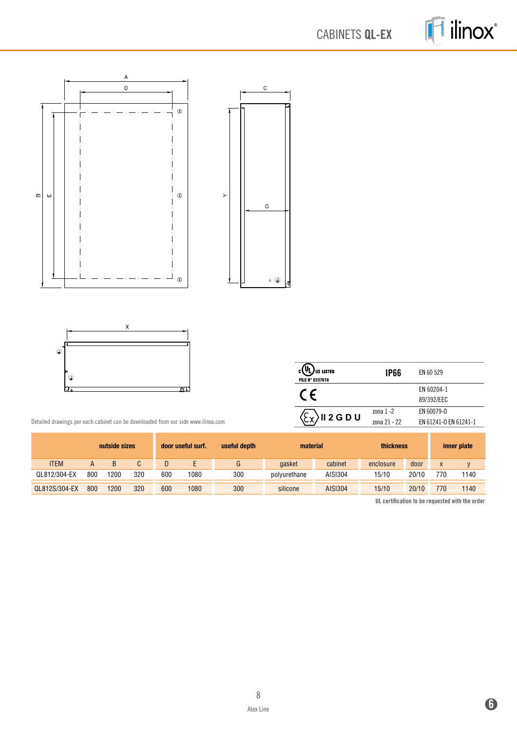# CABINETS **QL-EX**

A

D

C

B

E

Y

G

X

| c UL us LISTED FILE N° E237618 | IP66 | EN 60 529 |
| --- | --- | --- |
| CE | | EN 60204-1 89/392/EEC |
| Ex II 2 G D U | zona 1 -2 zona 21 - 22 | EN 60079-0 EN 61241-0 EN 61241-1 |

Detailed drawings per each cabinet can be downloaded from our side www.ilinox.com

| **outside sizes** | | | | **door useful surf.** | | **useful depth** | **material** | | **thickness** | | **inner plate** | |
| --- | --- | --- | --- | --- | --- | --- | --- | --- | --- | --- | --- | --- |
| ITEM | A | B | C | D | E | G | gasket | cabinet | enclosure | door | x | y |
| QL812/304-EX | 800 | 1200 | 320 | 600 | 1080 | 300 | polyurethane | AISI304 | 15/10 | 20/10 | 770 | 1140 |
| QL812S/304-EX | 800 | 1200 | 320 | 600 | 1080 | 300 | silicone | AISI304 | 15/10 | 20/10 | 770 | 1140 |

**UL certification to be requested with the order**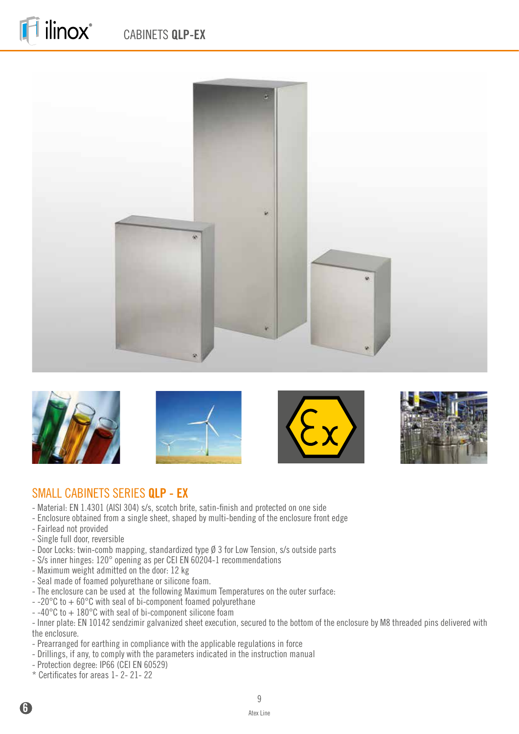## SMALL CABINETS SERIES **QLP - EX**

- Material: EN 1.4301 (AISI 304) s/s, scotch brite, satin-finish and protected on one side
- Enclosure obtained from a single sheet, shaped by multi-bending of the enclosure front edge
- Fairlead not provided
- Single full door, reversible
- Door Locks: twin-comb mapping, standardized type Ø 3 for Low Tension, s/s outside parts
- S/s inner hinges: 120° opening as per CEI EN 60204-1 recommendations
- Maximum weight admitted on the door: 12 kg
- Seal made of foamed polyurethane or silicone foam.
- The enclosure can be used at the following Maximum Temperatures on the outer surface:
- -20°C to + 60°C with seal of bi-component foamed polyurethane
- -40°C to + 180°C with seal of bi-component silicone foam
- Inner plate: EN 10142 sendzimir galvanized sheet execution, secured to the bottom of the enclosure by M8 threaded pins delivered with the enclosure.
- Prearranged for earthing in compliance with the applicable regulations in force
- Drillings, if any, to comply with the parameters indicated in the instruction manual
- Protection degree: IP66 (CEI EN 60529)

* Certificates for areas 1- 2- 21- 22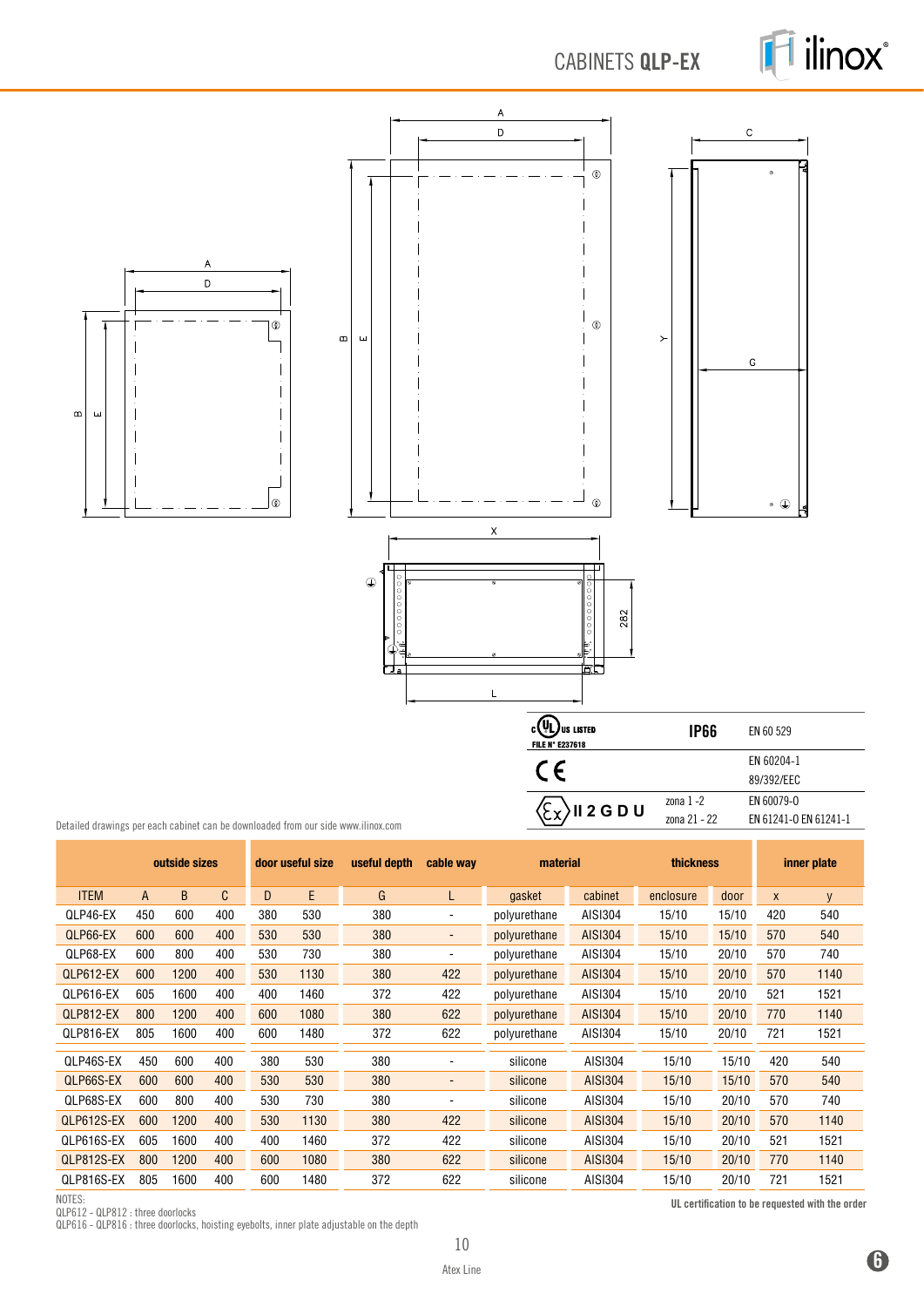# CABINETS **QLP-EX**

| | | |
|---|---|---|
| c UL us LISTED FILE N° E237618 | **IP66** | EN 60 529 |
| CE | | EN 60204-1 89/392/EEC |
| Ex II 2 G D U | zona 1 -2 zona 21 - 22 | EN 60079-0 EN 61241-0 EN 61241-1 |

Detailed drawings per each cabinet can be downloaded from our side www.ilinox.com

| outside sizes | | | | door useful size | | useful depth | cable way | material | | thickness | | inner plate | |
|---|---|---|---|---|---|---|---|---|---|---|---|---|---|
| ITEM | A | B | C | D | E | G | L | gasket | cabinet | enclosure | door | x | y |
| QLP46-EX | 450 | 600 | 400 | 380 | 530 | 380 | - | polyurethane | AISI304 | 15/10 | 15/10 | 420 | 540 |
| QLP66-EX | 600 | 600 | 400 | 530 | 530 | 380 | - | polyurethane | AISI304 | 15/10 | 15/10 | 570 | 540 |
| QLP68-EX | 600 | 800 | 400 | 530 | 730 | 380 | - | polyurethane | AISI304 | 15/10 | 20/10 | 570 | 740 |
| QLP612-EX | 600 | 1200 | 400 | 530 | 1130 | 380 | 422 | polyurethane | AISI304 | 15/10 | 20/10 | 570 | 1140 |
| QLP616-EX | 605 | 1600 | 400 | 400 | 1460 | 372 | 422 | polyurethane | AISI304 | 15/10 | 20/10 | 521 | 1521 |
| QLP812-EX | 800 | 1200 | 400 | 600 | 1080 | 380 | 622 | polyurethane | AISI304 | 15/10 | 20/10 | 770 | 1140 |
| QLP816-EX | 805 | 1600 | 400 | 600 | 1480 | 372 | 622 | polyurethane | AISI304 | 15/10 | 20/10 | 721 | 1521 |
| QLP46S-EX | 450 | 600 | 400 | 380 | 530 | 380 | - | silicone | AISI304 | 15/10 | 15/10 | 420 | 540 |
| QLP66S-EX | 600 | 600 | 400 | 530 | 530 | 380 | - | silicone | AISI304 | 15/10 | 15/10 | 570 | 540 |
| QLP68S-EX | 600 | 800 | 400 | 530 | 730 | 380 | - | silicone | AISI304 | 15/10 | 20/10 | 570 | 740 |
| QLP612S-EX | 600 | 1200 | 400 | 530 | 1130 | 380 | 422 | silicone | AISI304 | 15/10 | 20/10 | 570 | 1140 |
| QLP616S-EX | 605 | 1600 | 400 | 400 | 1460 | 372 | 422 | silicone | AISI304 | 15/10 | 20/10 | 521 | 1521 |
| QLP812S-EX | 800 | 1200 | 400 | 600 | 1080 | 380 | 622 | silicone | AISI304 | 15/10 | 20/10 | 770 | 1140 |
| QLP816S-EX | 805 | 1600 | 400 | 600 | 1480 | 372 | 622 | silicone | AISI304 | 15/10 | 20/10 | 721 | 1521 |

NOTES:
QLP612 - QLP812 : three doorlocks
QLP616 - QLP816 : three doorlocks, hoisting eyebolts, inner plate adjustable on the depth

**UL certification to be requested with the order**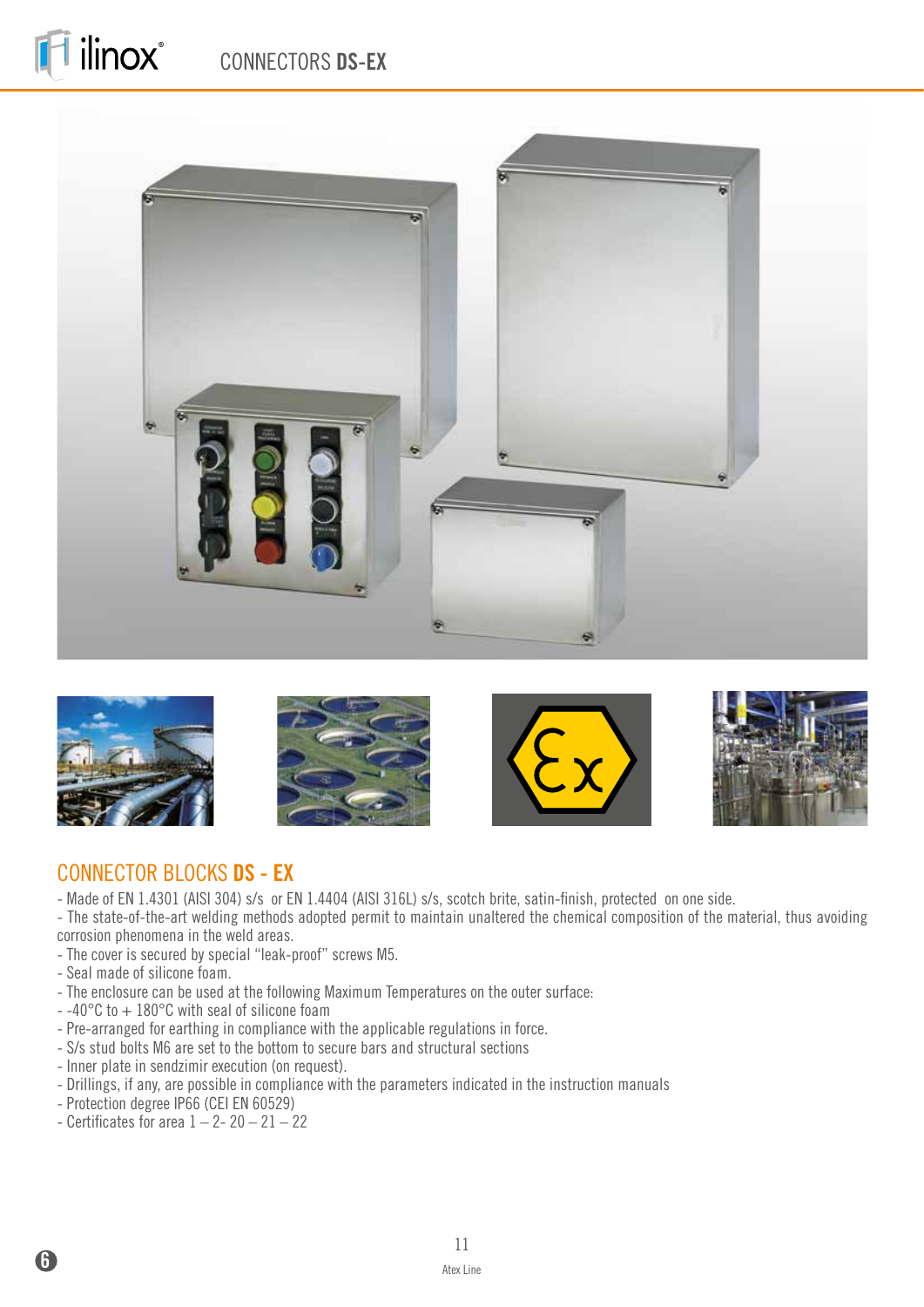# CONNECTORS DS-EX

## CONNECTOR BLOCKS DS - EX

- Made of EN 1.4301 (AISI 304) s/s or EN 1.4404 (AISI 316L) s/s, scotch brite, satin-finish, protected on one side.
- The state-of-the-art welding methods adopted permit to maintain unaltered the chemical composition of the material, thus avoiding corrosion phenomena in the weld areas.
- The cover is secured by special "leak-proof" screws M5.
- Seal made of silicone foam.
- The enclosure can be used at the following Maximum Temperatures on the outer surface:
- -40°C to + 180°C with seal of silicone foam
- Pre-arranged for earthing in compliance with the applicable regulations in force.
- S/s stud bolts M6 are set to the bottom to secure bars and structural sections
- Inner plate in sendzimir execution (on request).
- Drillings, if any, are possible in compliance with the parameters indicated in the instruction manuals
- Protection degree IP66 (CEI EN 60529)
- Certificates for area 1 – 2- 20 – 21 – 22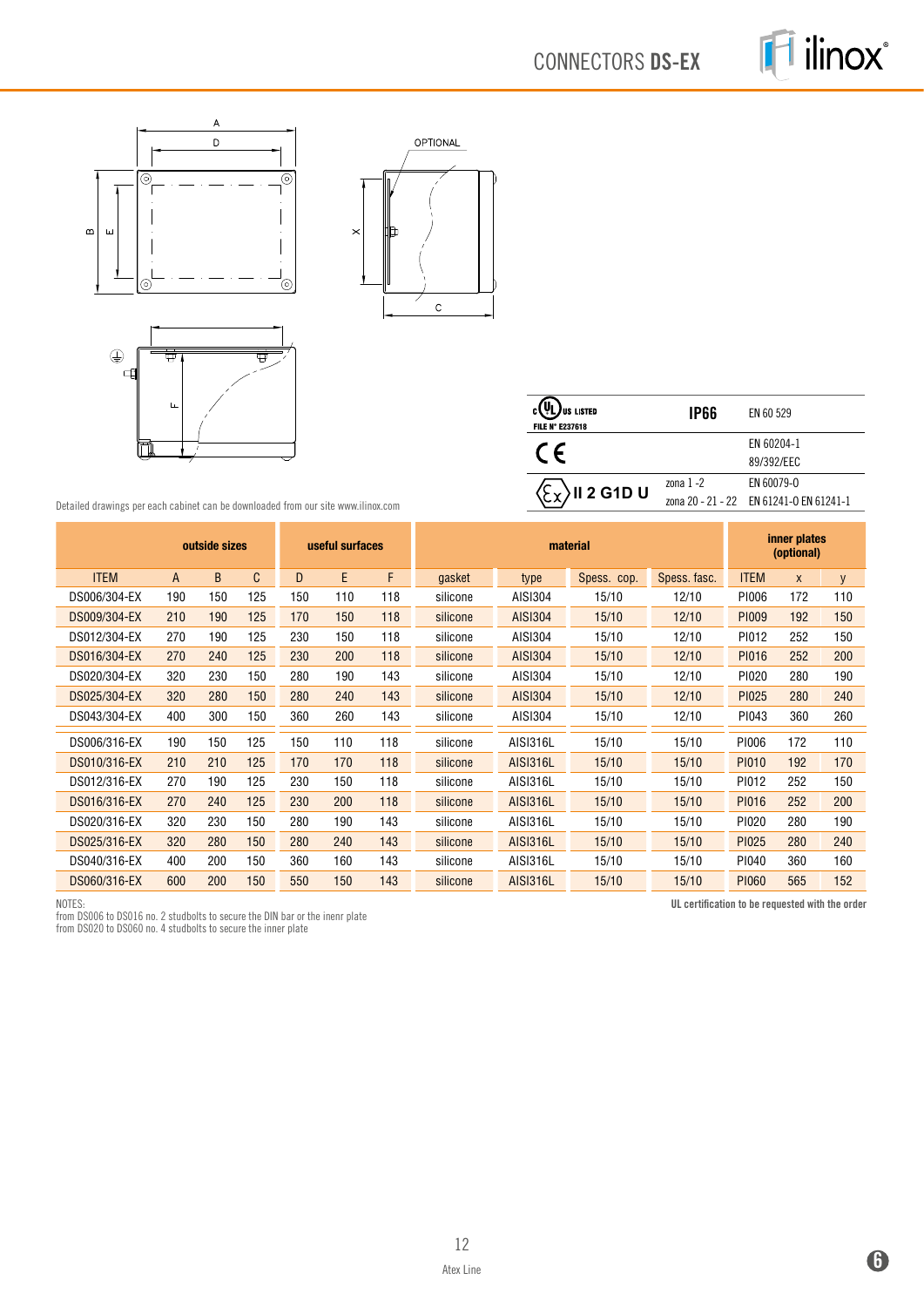# CONNECTORS **DS-EX**

A
D
B
E
OPTIONAL
X
C
F

Detailed drawings per each cabinet can be downloaded from our site www.ilinox.com

| | | |
|---|---|---|
| c UL us LISTED FILE N° E237618 | **IP66** | EN 60 529 |
| CE | | EN 60204-1 89/392/EEC |
| Ex II 2 G1D U | zona 1 -2 zona 20 - 21 - 22 | EN 60079-0 EN 61241-0 EN 61241-1 |

| outside sizes | | | | useful surfaces | | | material | | | | inner plates (optional) | | |
|---|---|---|---|---|---|---|---|---|---|---|---|---|---|
| ITEM | A | B | C | D | E | F | gasket | type | Spess. cop. | Spess. fasc. | ITEM | x | y |
| DS006/304-EX | 190 | 150 | 125 | 150 | 110 | 118 | silicone | AISI304 | 15/10 | 12/10 | PI006 | 172 | 110 |
| DS009/304-EX | 210 | 190 | 125 | 170 | 150 | 118 | silicone | AISI304 | 15/10 | 12/10 | PI009 | 192 | 150 |
| DS012/304-EX | 270 | 190 | 125 | 230 | 150 | 118 | silicone | AISI304 | 15/10 | 12/10 | PI012 | 252 | 150 |
| DS016/304-EX | 270 | 240 | 125 | 230 | 200 | 118 | silicone | AISI304 | 15/10 | 12/10 | PI016 | 252 | 200 |
| DS020/304-EX | 320 | 230 | 150 | 280 | 190 | 143 | silicone | AISI304 | 15/10 | 12/10 | PI020 | 280 | 190 |
| DS025/304-EX | 320 | 280 | 150 | 280 | 240 | 143 | silicone | AISI304 | 15/10 | 12/10 | PI025 | 280 | 240 |
| DS043/304-EX | 400 | 300 | 150 | 360 | 260 | 143 | silicone | AISI304 | 15/10 | 12/10 | PI043 | 360 | 260 |
| DS006/316-EX | 190 | 150 | 125 | 150 | 110 | 118 | silicone | AISI316L | 15/10 | 15/10 | PI006 | 172 | 110 |
| DS010/316-EX | 210 | 210 | 125 | 170 | 170 | 118 | silicone | AISI316L | 15/10 | 15/10 | PI010 | 192 | 170 |
| DS012/316-EX | 270 | 190 | 125 | 230 | 150 | 118 | silicone | AISI316L | 15/10 | 15/10 | PI012 | 252 | 150 |
| DS016/316-EX | 270 | 240 | 125 | 230 | 200 | 118 | silicone | AISI316L | 15/10 | 15/10 | PI016 | 252 | 200 |
| DS020/316-EX | 320 | 230 | 150 | 280 | 190 | 143 | silicone | AISI316L | 15/10 | 15/10 | PI020 | 280 | 190 |
| DS025/316-EX | 320 | 280 | 150 | 280 | 240 | 143 | silicone | AISI316L | 15/10 | 15/10 | PI025 | 280 | 240 |
| DS040/316-EX | 400 | 200 | 150 | 360 | 160 | 143 | silicone | AISI316L | 15/10 | 15/10 | PI040 | 360 | 160 |
| DS060/316-EX | 600 | 200 | 150 | 550 | 150 | 143 | silicone | AISI316L | 15/10 | 15/10 | PI060 | 565 | 152 |

NOTES:
from DS006 to DS016 no. 2 studbolts to secure the DIN bar or the inenr plate
from DS020 to DS060 no. 4 studbolts to secure the inner plate

**UL certification to be requested with the order**